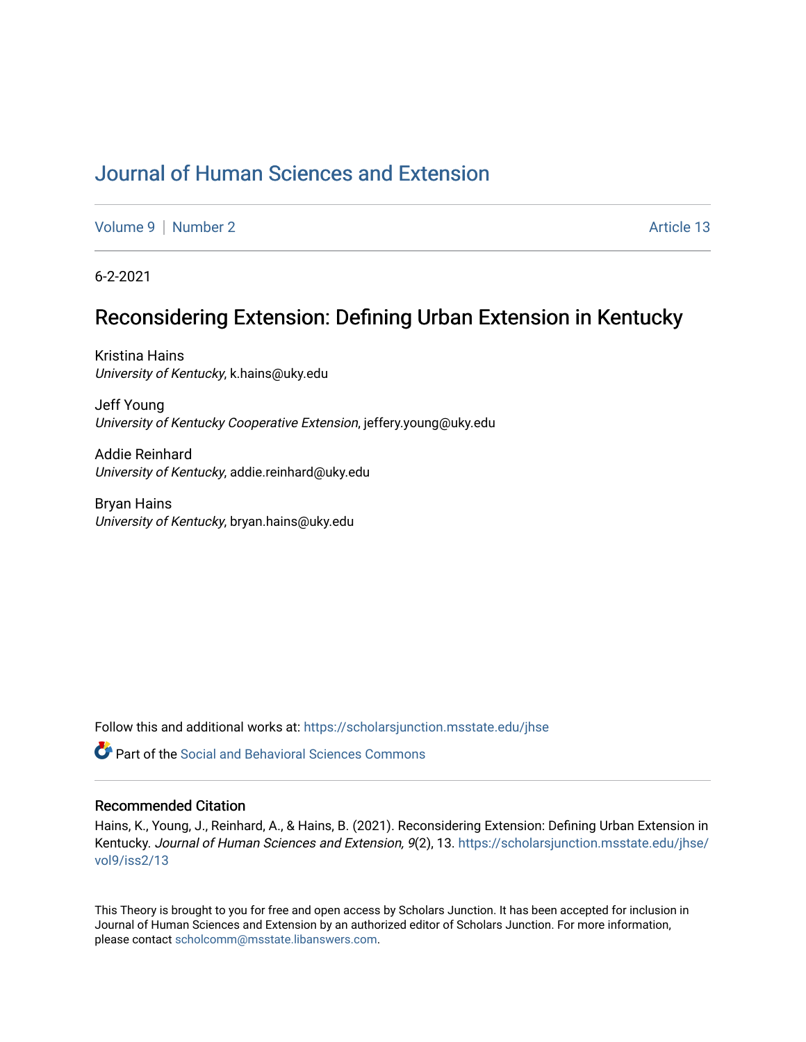# Journal of Human Sciences and Extension

Volume 9 | Number 2 | Article 13

6-2-2021

## Reconsidering Extension: Defining Urban Extension in Kentucky

Kristina Hains
*University of Kentucky*, k.hains@uky.edu

Jeff Young
*University of Kentucky Cooperative Extension*, jeffery.young@uky.edu

Addie Reinhard
*University of Kentucky*, addie.reinhard@uky.edu

Bryan Hains
*University of Kentucky*, bryan.hains@uky.edu

Follow this and additional works at: https://scholarsjunction.msstate.edu/jhse

Part of the Social and Behavioral Sciences Commons

### Recommended Citation

Hains, K., Young, J., Reinhard, A., & Hains, B. (2021). Reconsidering Extension: Defining Urban Extension in Kentucky. *Journal of Human Sciences and Extension, 9*(2), 13. https://scholarsjunction.msstate.edu/jhse/vol9/iss2/13

This Theory is brought to you for free and open access by Scholars Junction. It has been accepted for inclusion in Journal of Human Sciences and Extension by an authorized editor of Scholars Junction. For more information, please contact scholcomm@msstate.libanswers.com.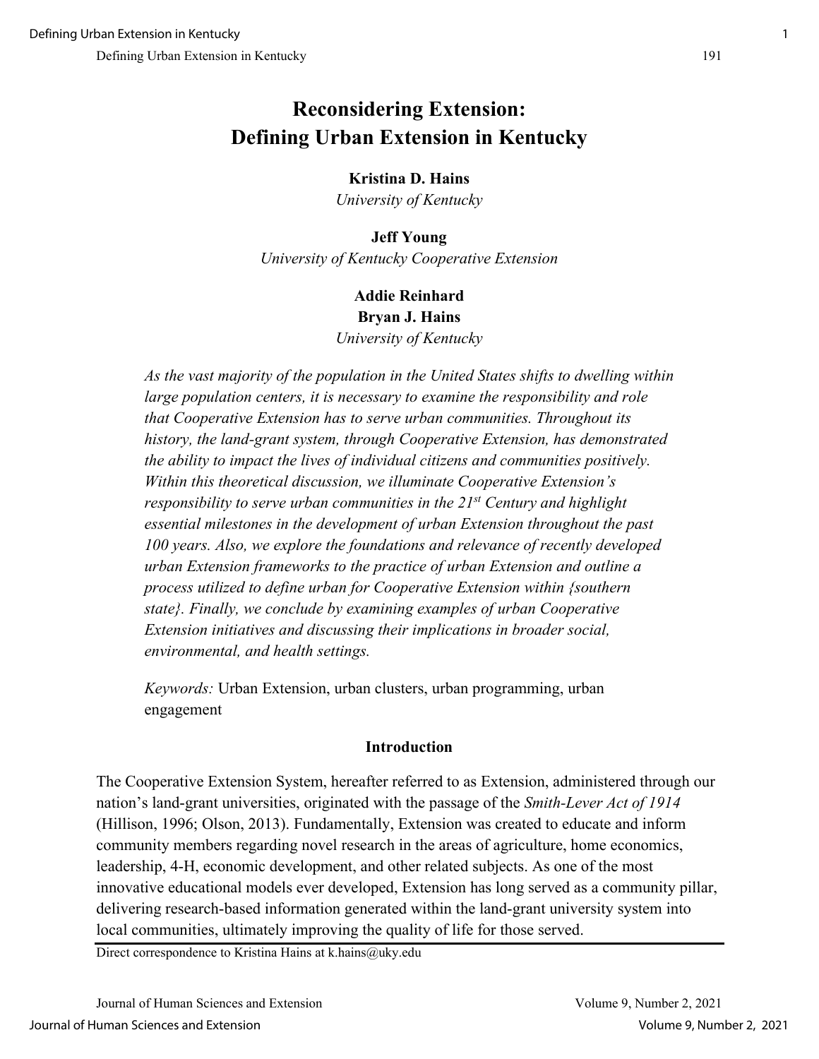# Reconsidering Extension: Defining Urban Extension in Kentucky

**Kristina D. Hains**
*University of Kentucky*

**Jeff Young**
*University of Kentucky Cooperative Extension*

**Addie Reinhard**
**Bryan J. Hains**
*University of Kentucky*

*As the vast majority of the population in the United States shifts to dwelling within large population centers, it is necessary to examine the responsibility and role that Cooperative Extension has to serve urban communities. Throughout its history, the land-grant system, through Cooperative Extension, has demonstrated the ability to impact the lives of individual citizens and communities positively. Within this theoretical discussion, we illuminate Cooperative Extension's responsibility to serve urban communities in the 21st Century and highlight essential milestones in the development of urban Extension throughout the past 100 years. Also, we explore the foundations and relevance of recently developed urban Extension frameworks to the practice of urban Extension and outline a process utilized to define urban for Cooperative Extension within {southern state}. Finally, we conclude by examining examples of urban Cooperative Extension initiatives and discussing their implications in broader social, environmental, and health settings.*

*Keywords:* Urban Extension, urban clusters, urban programming, urban engagement

## Introduction

The Cooperative Extension System, hereafter referred to as Extension, administered through our nation's land-grant universities, originated with the passage of the *Smith-Lever Act of 1914* (Hillison, 1996; Olson, 2013). Fundamentally, Extension was created to educate and inform community members regarding novel research in the areas of agriculture, home economics, leadership, 4-H, economic development, and other related subjects. As one of the most innovative educational models ever developed, Extension has long served as a community pillar, delivering research-based information generated within the land-grant university system into local communities, ultimately improving the quality of life for those served.

Direct correspondence to Kristina Hains at k.hains@uky.edu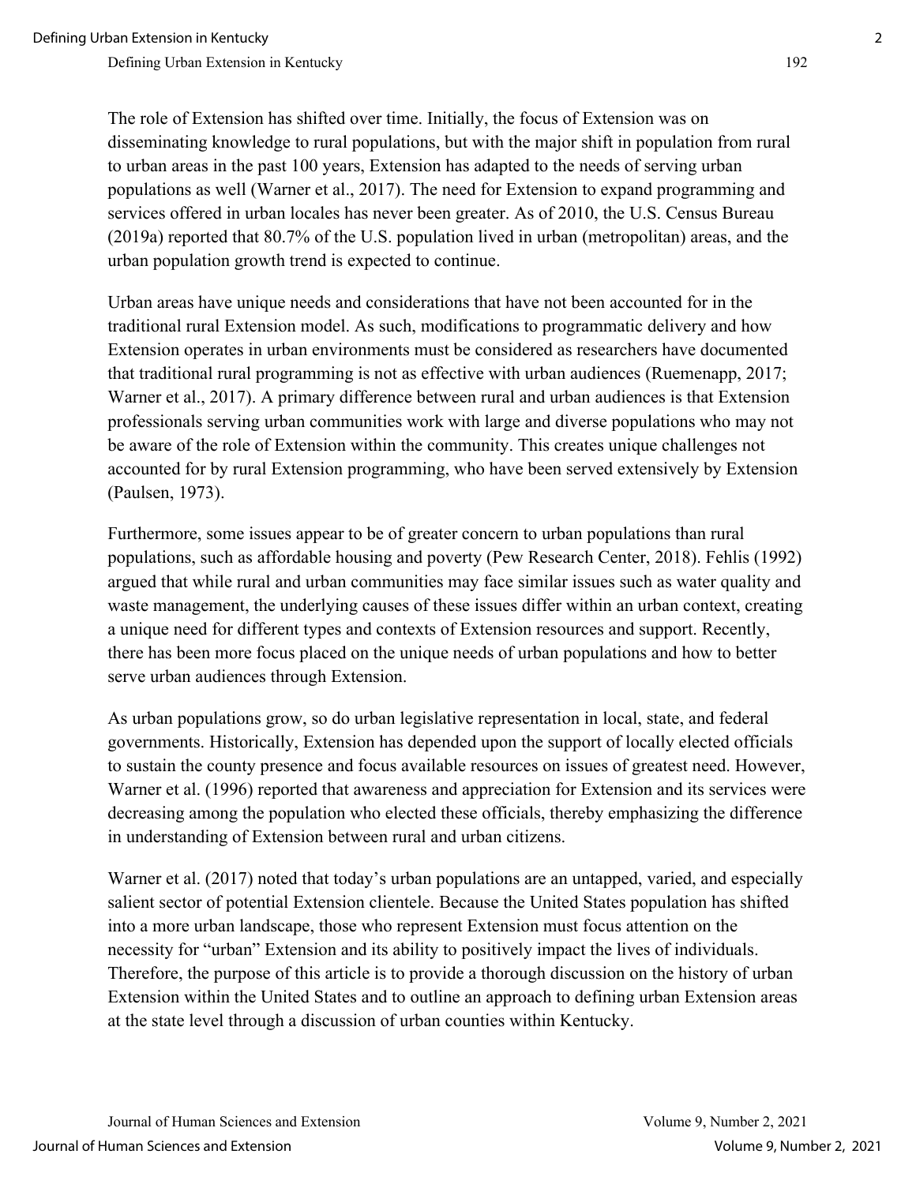The role of Extension has shifted over time. Initially, the focus of Extension was on disseminating knowledge to rural populations, but with the major shift in population from rural to urban areas in the past 100 years, Extension has adapted to the needs of serving urban populations as well (Warner et al., 2017). The need for Extension to expand programming and services offered in urban locales has never been greater. As of 2010, the U.S. Census Bureau (2019a) reported that 80.7% of the U.S. population lived in urban (metropolitan) areas, and the urban population growth trend is expected to continue.

Urban areas have unique needs and considerations that have not been accounted for in the traditional rural Extension model. As such, modifications to programmatic delivery and how Extension operates in urban environments must be considered as researchers have documented that traditional rural programming is not as effective with urban audiences (Ruemenapp, 2017; Warner et al., 2017). A primary difference between rural and urban audiences is that Extension professionals serving urban communities work with large and diverse populations who may not be aware of the role of Extension within the community. This creates unique challenges not accounted for by rural Extension programming, who have been served extensively by Extension (Paulsen, 1973).

Furthermore, some issues appear to be of greater concern to urban populations than rural populations, such as affordable housing and poverty (Pew Research Center, 2018). Fehlis (1992) argued that while rural and urban communities may face similar issues such as water quality and waste management, the underlying causes of these issues differ within an urban context, creating a unique need for different types and contexts of Extension resources and support. Recently, there has been more focus placed on the unique needs of urban populations and how to better serve urban audiences through Extension.

As urban populations grow, so do urban legislative representation in local, state, and federal governments. Historically, Extension has depended upon the support of locally elected officials to sustain the county presence and focus available resources on issues of greatest need. However, Warner et al. (1996) reported that awareness and appreciation for Extension and its services were decreasing among the population who elected these officials, thereby emphasizing the difference in understanding of Extension between rural and urban citizens.

Warner et al. (2017) noted that today's urban populations are an untapped, varied, and especially salient sector of potential Extension clientele. Because the United States population has shifted into a more urban landscape, those who represent Extension must focus attention on the necessity for "urban" Extension and its ability to positively impact the lives of individuals. Therefore, the purpose of this article is to provide a thorough discussion on the history of urban Extension within the United States and to outline an approach to defining urban Extension areas at the state level through a discussion of urban counties within Kentucky.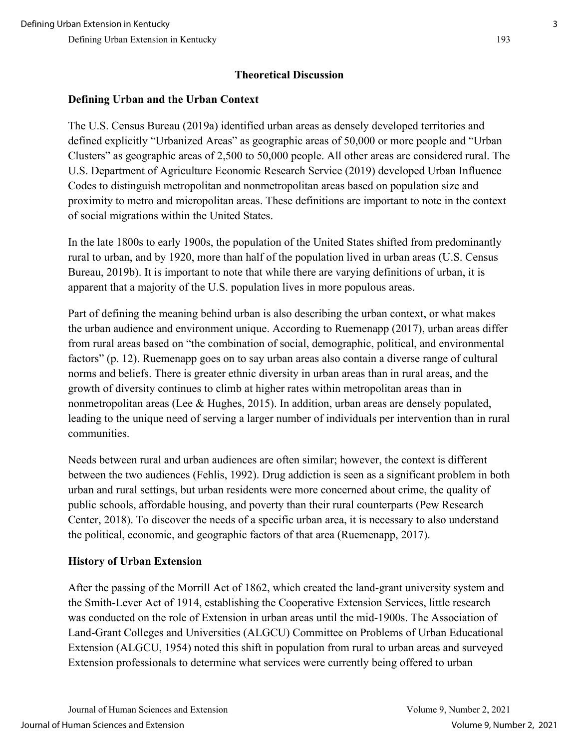## Theoretical Discussion

### Defining Urban and the Urban Context

The U.S. Census Bureau (2019a) identified urban areas as densely developed territories and defined explicitly "Urbanized Areas" as geographic areas of 50,000 or more people and "Urban Clusters" as geographic areas of 2,500 to 50,000 people. All other areas are considered rural. The U.S. Department of Agriculture Economic Research Service (2019) developed Urban Influence Codes to distinguish metropolitan and nonmetropolitan areas based on population size and proximity to metro and micropolitan areas. These definitions are important to note in the context of social migrations within the United States.

In the late 1800s to early 1900s, the population of the United States shifted from predominantly rural to urban, and by 1920, more than half of the population lived in urban areas (U.S. Census Bureau, 2019b). It is important to note that while there are varying definitions of urban, it is apparent that a majority of the U.S. population lives in more populous areas.

Part of defining the meaning behind urban is also describing the urban context, or what makes the urban audience and environment unique. According to Ruemenapp (2017), urban areas differ from rural areas based on "the combination of social, demographic, political, and environmental factors" (p. 12). Ruemenapp goes on to say urban areas also contain a diverse range of cultural norms and beliefs. There is greater ethnic diversity in urban areas than in rural areas, and the growth of diversity continues to climb at higher rates within metropolitan areas than in nonmetropolitan areas (Lee & Hughes, 2015). In addition, urban areas are densely populated, leading to the unique need of serving a larger number of individuals per intervention than in rural communities.

Needs between rural and urban audiences are often similar; however, the context is different between the two audiences (Fehlis, 1992). Drug addiction is seen as a significant problem in both urban and rural settings, but urban residents were more concerned about crime, the quality of public schools, affordable housing, and poverty than their rural counterparts (Pew Research Center, 2018). To discover the needs of a specific urban area, it is necessary to also understand the political, economic, and geographic factors of that area (Ruemenapp, 2017).

### History of Urban Extension

After the passing of the Morrill Act of 1862, which created the land-grant university system and the Smith-Lever Act of 1914, establishing the Cooperative Extension Services, little research was conducted on the role of Extension in urban areas until the mid-1900s. The Association of Land-Grant Colleges and Universities (ALGCU) Committee on Problems of Urban Educational Extension (ALGCU, 1954) noted this shift in population from rural to urban areas and surveyed Extension professionals to determine what services were currently being offered to urban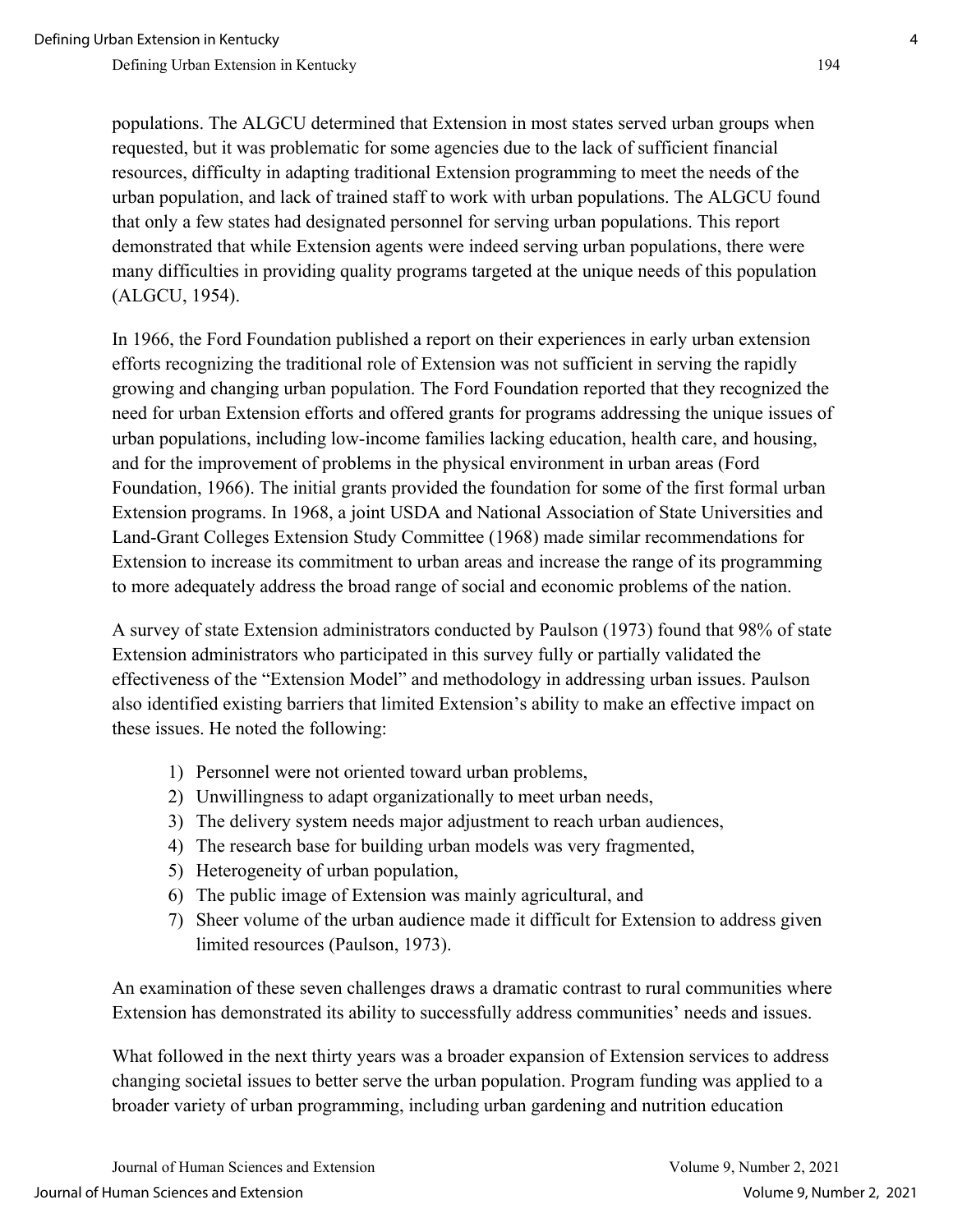populations. The ALGCU determined that Extension in most states served urban groups when requested, but it was problematic for some agencies due to the lack of sufficient financial resources, difficulty in adapting traditional Extension programming to meet the needs of the urban population, and lack of trained staff to work with urban populations. The ALGCU found that only a few states had designated personnel for serving urban populations. This report demonstrated that while Extension agents were indeed serving urban populations, there were many difficulties in providing quality programs targeted at the unique needs of this population (ALGCU, 1954).

In 1966, the Ford Foundation published a report on their experiences in early urban extension efforts recognizing the traditional role of Extension was not sufficient in serving the rapidly growing and changing urban population. The Ford Foundation reported that they recognized the need for urban Extension efforts and offered grants for programs addressing the unique issues of urban populations, including low-income families lacking education, health care, and housing, and for the improvement of problems in the physical environment in urban areas (Ford Foundation, 1966). The initial grants provided the foundation for some of the first formal urban Extension programs. In 1968, a joint USDA and National Association of State Universities and Land-Grant Colleges Extension Study Committee (1968) made similar recommendations for Extension to increase its commitment to urban areas and increase the range of its programming to more adequately address the broad range of social and economic problems of the nation.

A survey of state Extension administrators conducted by Paulson (1973) found that 98% of state Extension administrators who participated in this survey fully or partially validated the effectiveness of the "Extension Model" and methodology in addressing urban issues. Paulson also identified existing barriers that limited Extension's ability to make an effective impact on these issues. He noted the following:

1) Personnel were not oriented toward urban problems,
2) Unwillingness to adapt organizationally to meet urban needs,
3) The delivery system needs major adjustment to reach urban audiences,
4) The research base for building urban models was very fragmented,
5) Heterogeneity of urban population,
6) The public image of Extension was mainly agricultural, and
7) Sheer volume of the urban audience made it difficult for Extension to address given limited resources (Paulson, 1973).

An examination of these seven challenges draws a dramatic contrast to rural communities where Extension has demonstrated its ability to successfully address communities' needs and issues.

What followed in the next thirty years was a broader expansion of Extension services to address changing societal issues to better serve the urban population. Program funding was applied to a broader variety of urban programming, including urban gardening and nutrition education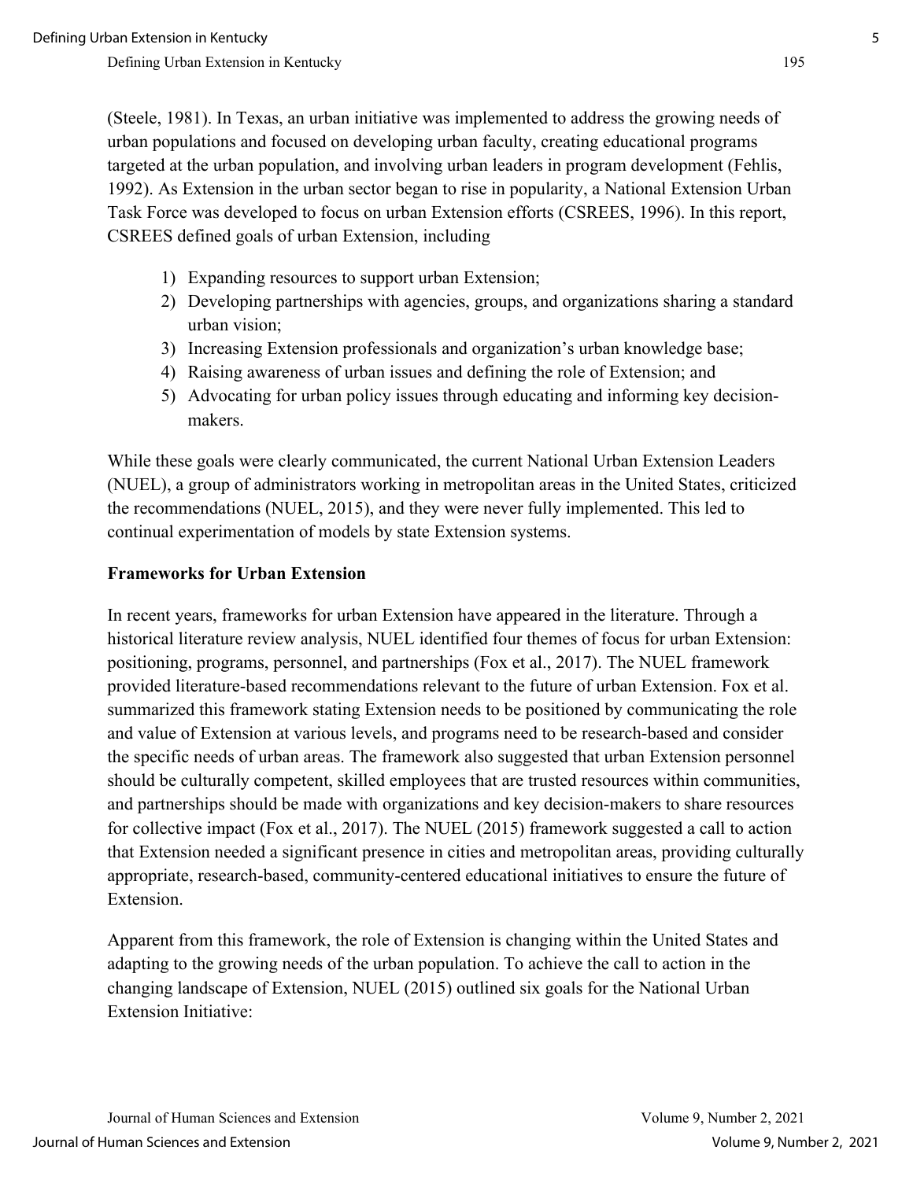(Steele, 1981). In Texas, an urban initiative was implemented to address the growing needs of urban populations and focused on developing urban faculty, creating educational programs targeted at the urban population, and involving urban leaders in program development (Fehlis, 1992). As Extension in the urban sector began to rise in popularity, a National Extension Urban Task Force was developed to focus on urban Extension efforts (CSREES, 1996). In this report, CSREES defined goals of urban Extension, including

1) Expanding resources to support urban Extension;
2) Developing partnerships with agencies, groups, and organizations sharing a standard urban vision;
3) Increasing Extension professionals and organization's urban knowledge base;
4) Raising awareness of urban issues and defining the role of Extension; and
5) Advocating for urban policy issues through educating and informing key decision-makers.

While these goals were clearly communicated, the current National Urban Extension Leaders (NUEL), a group of administrators working in metropolitan areas in the United States, criticized the recommendations (NUEL, 2015), and they were never fully implemented. This led to continual experimentation of models by state Extension systems.

### Frameworks for Urban Extension

In recent years, frameworks for urban Extension have appeared in the literature. Through a historical literature review analysis, NUEL identified four themes of focus for urban Extension: positioning, programs, personnel, and partnerships (Fox et al., 2017). The NUEL framework provided literature-based recommendations relevant to the future of urban Extension. Fox et al. summarized this framework stating Extension needs to be positioned by communicating the role and value of Extension at various levels, and programs need to be research-based and consider the specific needs of urban areas. The framework also suggested that urban Extension personnel should be culturally competent, skilled employees that are trusted resources within communities, and partnerships should be made with organizations and key decision-makers to share resources for collective impact (Fox et al., 2017). The NUEL (2015) framework suggested a call to action that Extension needed a significant presence in cities and metropolitan areas, providing culturally appropriate, research-based, community-centered educational initiatives to ensure the future of Extension.

Apparent from this framework, the role of Extension is changing within the United States and adapting to the growing needs of the urban population. To achieve the call to action in the changing landscape of Extension, NUEL (2015) outlined six goals for the National Urban Extension Initiative: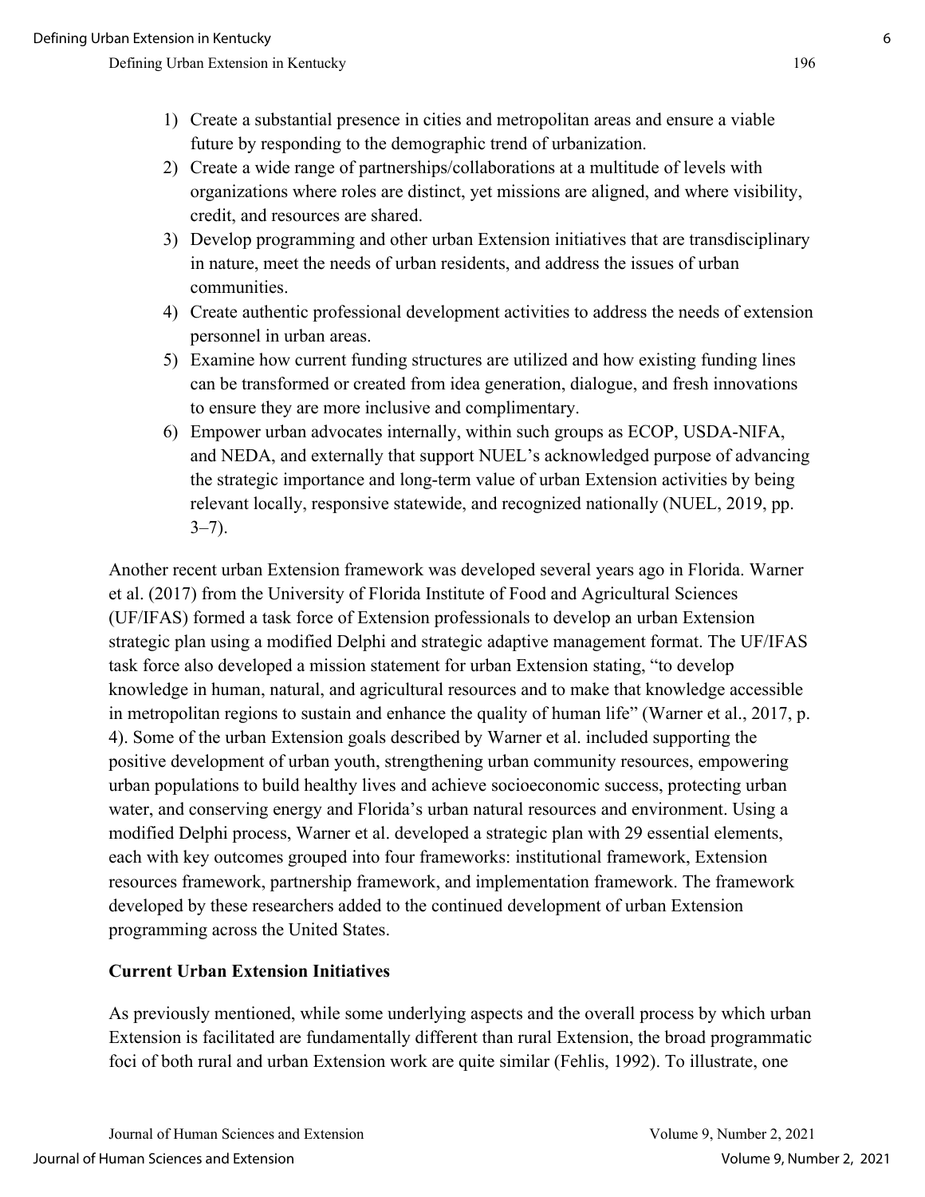1) Create a substantial presence in cities and metropolitan areas and ensure a viable future by responding to the demographic trend of urbanization.
2) Create a wide range of partnerships/collaborations at a multitude of levels with organizations where roles are distinct, yet missions are aligned, and where visibility, credit, and resources are shared.
3) Develop programming and other urban Extension initiatives that are transdisciplinary in nature, meet the needs of urban residents, and address the issues of urban communities.
4) Create authentic professional development activities to address the needs of extension personnel in urban areas.
5) Examine how current funding structures are utilized and how existing funding lines can be transformed or created from idea generation, dialogue, and fresh innovations to ensure they are more inclusive and complimentary.
6) Empower urban advocates internally, within such groups as ECOP, USDA-NIFA, and NEDA, and externally that support NUEL's acknowledged purpose of advancing the strategic importance and long-term value of urban Extension activities by being relevant locally, responsive statewide, and recognized nationally (NUEL, 2019, pp. 3–7).

Another recent urban Extension framework was developed several years ago in Florida. Warner et al. (2017) from the University of Florida Institute of Food and Agricultural Sciences (UF/IFAS) formed a task force of Extension professionals to develop an urban Extension strategic plan using a modified Delphi and strategic adaptive management format. The UF/IFAS task force also developed a mission statement for urban Extension stating, "to develop knowledge in human, natural, and agricultural resources and to make that knowledge accessible in metropolitan regions to sustain and enhance the quality of human life" (Warner et al., 2017, p. 4). Some of the urban Extension goals described by Warner et al. included supporting the positive development of urban youth, strengthening urban community resources, empowering urban populations to build healthy lives and achieve socioeconomic success, protecting urban water, and conserving energy and Florida's urban natural resources and environment. Using a modified Delphi process, Warner et al. developed a strategic plan with 29 essential elements, each with key outcomes grouped into four frameworks: institutional framework, Extension resources framework, partnership framework, and implementation framework. The framework developed by these researchers added to the continued development of urban Extension programming across the United States.

**Current Urban Extension Initiatives**

As previously mentioned, while some underlying aspects and the overall process by which urban Extension is facilitated are fundamentally different than rural Extension, the broad programmatic foci of both rural and urban Extension work are quite similar (Fehlis, 1992). To illustrate, one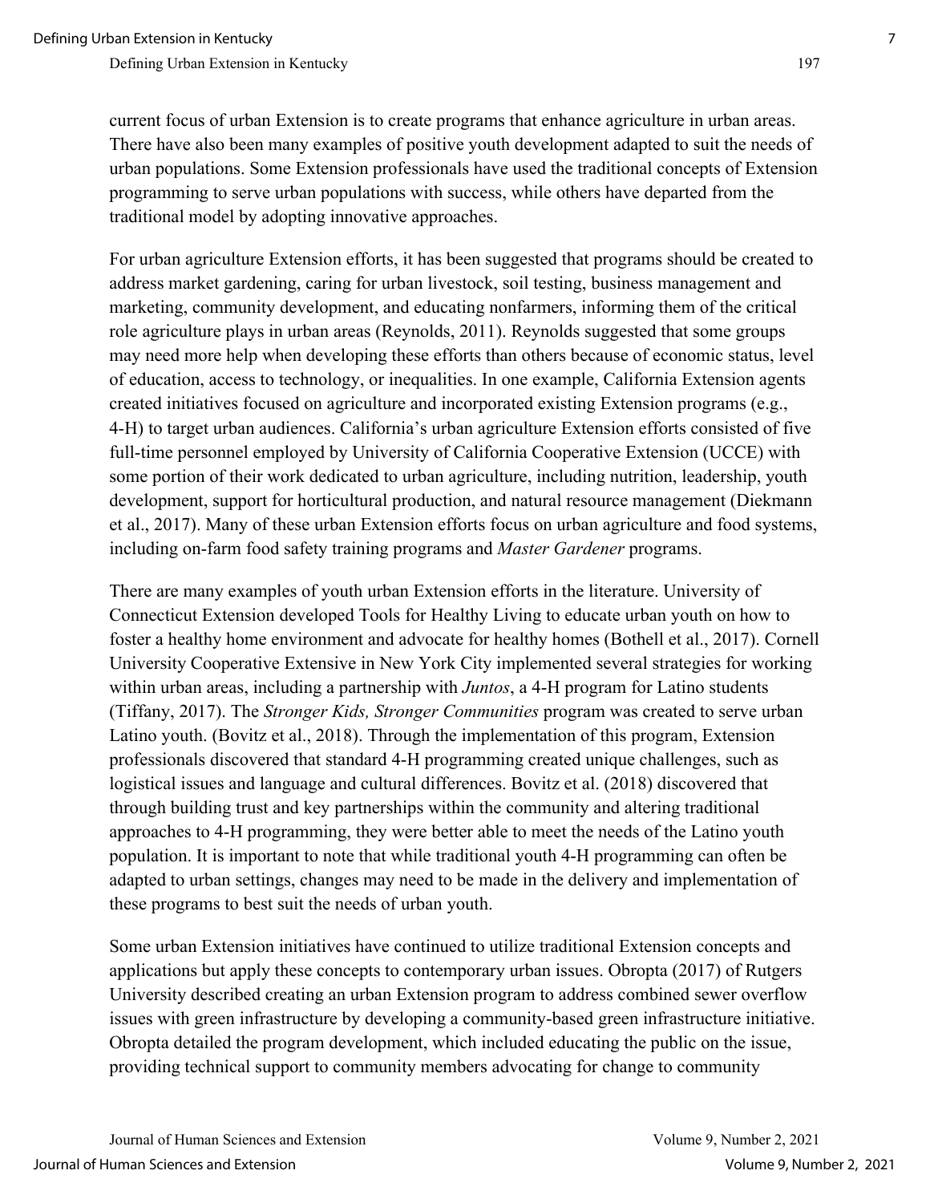current focus of urban Extension is to create programs that enhance agriculture in urban areas. There have also been many examples of positive youth development adapted to suit the needs of urban populations. Some Extension professionals have used the traditional concepts of Extension programming to serve urban populations with success, while others have departed from the traditional model by adopting innovative approaches.

For urban agriculture Extension efforts, it has been suggested that programs should be created to address market gardening, caring for urban livestock, soil testing, business management and marketing, community development, and educating nonfarmers, informing them of the critical role agriculture plays in urban areas (Reynolds, 2011). Reynolds suggested that some groups may need more help when developing these efforts than others because of economic status, level of education, access to technology, or inequalities. In one example, California Extension agents created initiatives focused on agriculture and incorporated existing Extension programs (e.g., 4-H) to target urban audiences. California's urban agriculture Extension efforts consisted of five full-time personnel employed by University of California Cooperative Extension (UCCE) with some portion of their work dedicated to urban agriculture, including nutrition, leadership, youth development, support for horticultural production, and natural resource management (Diekmann et al., 2017). Many of these urban Extension efforts focus on urban agriculture and food systems, including on-farm food safety training programs and *Master Gardener* programs.

There are many examples of youth urban Extension efforts in the literature. University of Connecticut Extension developed Tools for Healthy Living to educate urban youth on how to foster a healthy home environment and advocate for healthy homes (Bothell et al., 2017). Cornell University Cooperative Extensive in New York City implemented several strategies for working within urban areas, including a partnership with *Juntos*, a 4-H program for Latino students (Tiffany, 2017). The *Stronger Kids, Stronger Communities* program was created to serve urban Latino youth. (Bovitz et al., 2018). Through the implementation of this program, Extension professionals discovered that standard 4-H programming created unique challenges, such as logistical issues and language and cultural differences. Bovitz et al. (2018) discovered that through building trust and key partnerships within the community and altering traditional approaches to 4-H programming, they were better able to meet the needs of the Latino youth population. It is important to note that while traditional youth 4-H programming can often be adapted to urban settings, changes may need to be made in the delivery and implementation of these programs to best suit the needs of urban youth.

Some urban Extension initiatives have continued to utilize traditional Extension concepts and applications but apply these concepts to contemporary urban issues. Obropta (2017) of Rutgers University described creating an urban Extension program to address combined sewer overflow issues with green infrastructure by developing a community-based green infrastructure initiative. Obropta detailed the program development, which included educating the public on the issue, providing technical support to community members advocating for change to community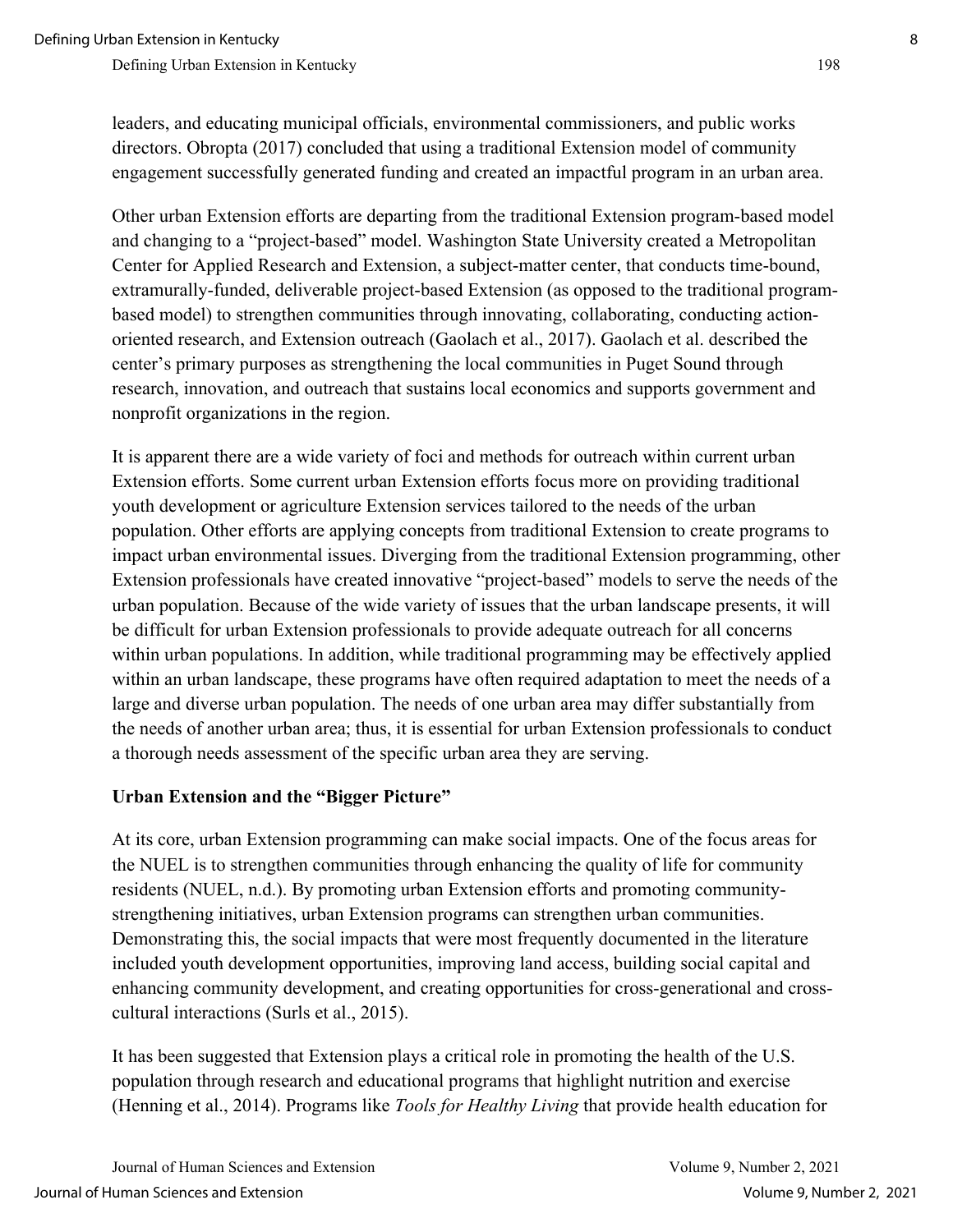leaders, and educating municipal officials, environmental commissioners, and public works directors. Obropta (2017) concluded that using a traditional Extension model of community engagement successfully generated funding and created an impactful program in an urban area.

Other urban Extension efforts are departing from the traditional Extension program-based model and changing to a "project-based" model. Washington State University created a Metropolitan Center for Applied Research and Extension, a subject-matter center, that conducts time-bound, extramurally-funded, deliverable project-based Extension (as opposed to the traditional program-based model) to strengthen communities through innovating, collaborating, conducting action-oriented research, and Extension outreach (Gaolach et al., 2017). Gaolach et al. described the center's primary purposes as strengthening the local communities in Puget Sound through research, innovation, and outreach that sustains local economics and supports government and nonprofit organizations in the region.

It is apparent there are a wide variety of foci and methods for outreach within current urban Extension efforts. Some current urban Extension efforts focus more on providing traditional youth development or agriculture Extension services tailored to the needs of the urban population. Other efforts are applying concepts from traditional Extension to create programs to impact urban environmental issues. Diverging from the traditional Extension programming, other Extension professionals have created innovative "project-based" models to serve the needs of the urban population. Because of the wide variety of issues that the urban landscape presents, it will be difficult for urban Extension professionals to provide adequate outreach for all concerns within urban populations. In addition, while traditional programming may be effectively applied within an urban landscape, these programs have often required adaptation to meet the needs of a large and diverse urban population. The needs of one urban area may differ substantially from the needs of another urban area; thus, it is essential for urban Extension professionals to conduct a thorough needs assessment of the specific urban area they are serving.

### Urban Extension and the "Bigger Picture"

At its core, urban Extension programming can make social impacts. One of the focus areas for the NUEL is to strengthen communities through enhancing the quality of life for community residents (NUEL, n.d.). By promoting urban Extension efforts and promoting community-strengthening initiatives, urban Extension programs can strengthen urban communities. Demonstrating this, the social impacts that were most frequently documented in the literature included youth development opportunities, improving land access, building social capital and enhancing community development, and creating opportunities for cross-generational and cross-cultural interactions (Surls et al., 2015).

It has been suggested that Extension plays a critical role in promoting the health of the U.S. population through research and educational programs that highlight nutrition and exercise (Henning et al., 2014). Programs like *Tools for Healthy Living* that provide health education for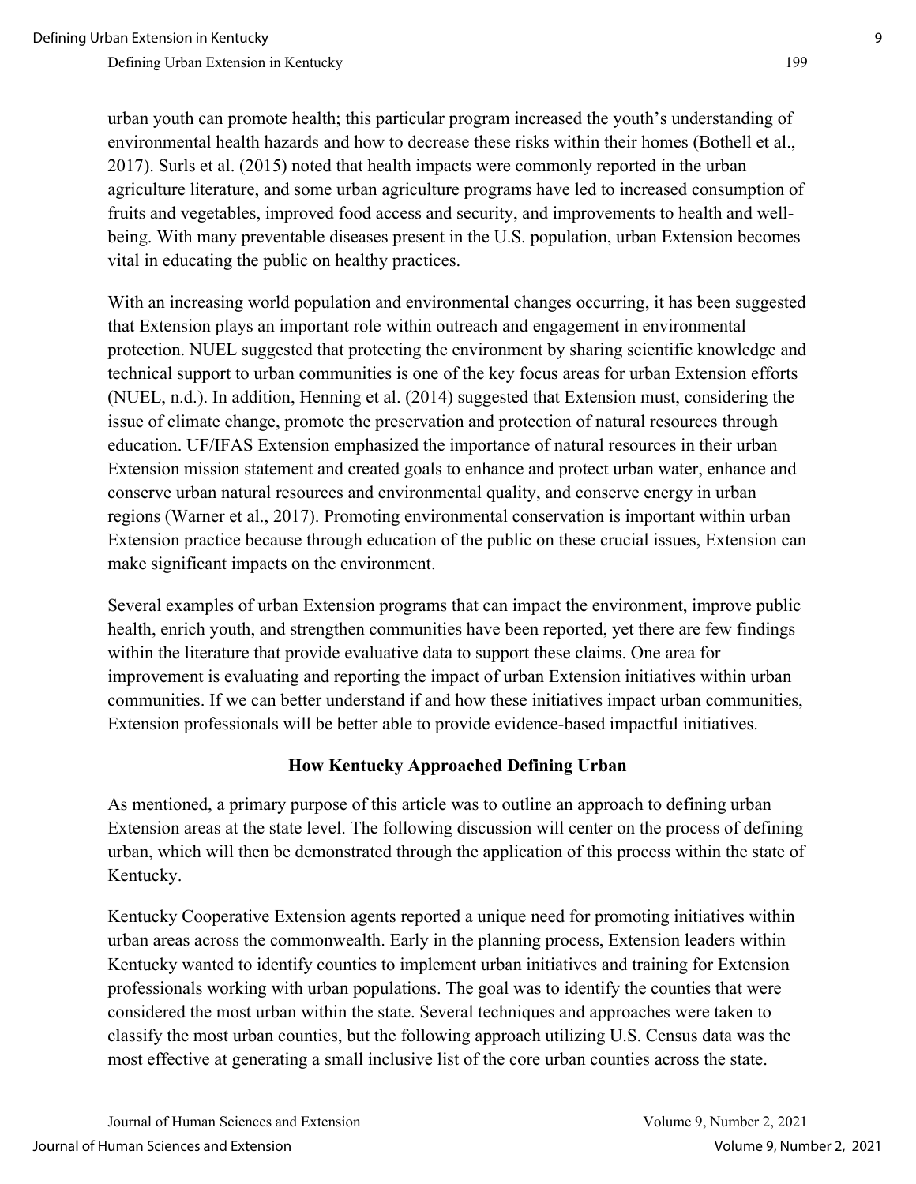urban youth can promote health; this particular program increased the youth's understanding of environmental health hazards and how to decrease these risks within their homes (Bothell et al., 2017). Surls et al. (2015) noted that health impacts were commonly reported in the urban agriculture literature, and some urban agriculture programs have led to increased consumption of fruits and vegetables, improved food access and security, and improvements to health and well-being. With many preventable diseases present in the U.S. population, urban Extension becomes vital in educating the public on healthy practices.

With an increasing world population and environmental changes occurring, it has been suggested that Extension plays an important role within outreach and engagement in environmental protection. NUEL suggested that protecting the environment by sharing scientific knowledge and technical support to urban communities is one of the key focus areas for urban Extension efforts (NUEL, n.d.). In addition, Henning et al. (2014) suggested that Extension must, considering the issue of climate change, promote the preservation and protection of natural resources through education. UF/IFAS Extension emphasized the importance of natural resources in their urban Extension mission statement and created goals to enhance and protect urban water, enhance and conserve urban natural resources and environmental quality, and conserve energy in urban regions (Warner et al., 2017). Promoting environmental conservation is important within urban Extension practice because through education of the public on these crucial issues, Extension can make significant impacts on the environment.

Several examples of urban Extension programs that can impact the environment, improve public health, enrich youth, and strengthen communities have been reported, yet there are few findings within the literature that provide evaluative data to support these claims. One area for improvement is evaluating and reporting the impact of urban Extension initiatives within urban communities. If we can better understand if and how these initiatives impact urban communities, Extension professionals will be better able to provide evidence-based impactful initiatives.

## How Kentucky Approached Defining Urban

As mentioned, a primary purpose of this article was to outline an approach to defining urban Extension areas at the state level. The following discussion will center on the process of defining urban, which will then be demonstrated through the application of this process within the state of Kentucky.

Kentucky Cooperative Extension agents reported a unique need for promoting initiatives within urban areas across the commonwealth. Early in the planning process, Extension leaders within Kentucky wanted to identify counties to implement urban initiatives and training for Extension professionals working with urban populations. The goal was to identify the counties that were considered the most urban within the state. Several techniques and approaches were taken to classify the most urban counties, but the following approach utilizing U.S. Census data was the most effective at generating a small inclusive list of the core urban counties across the state.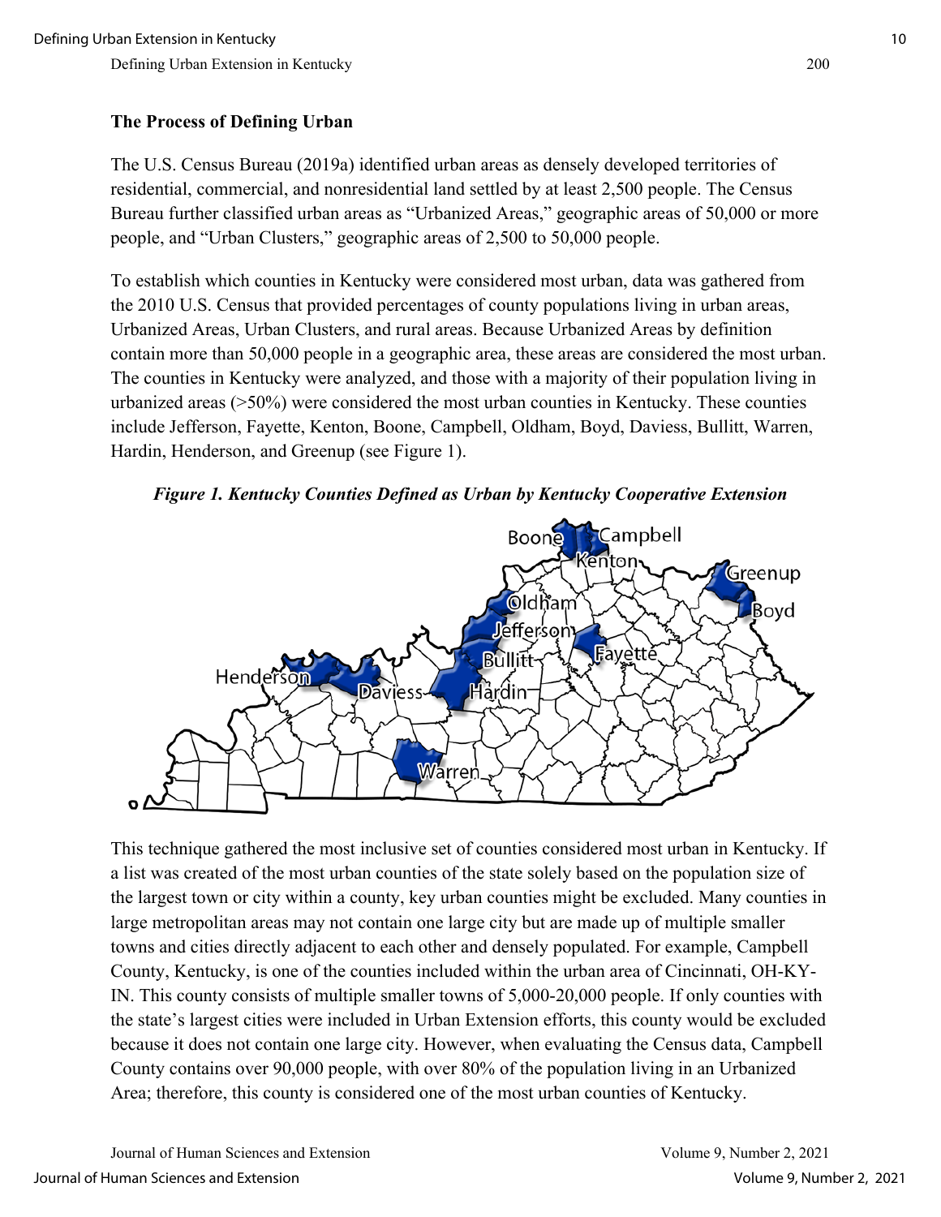## The Process of Defining Urban

The U.S. Census Bureau (2019a) identified urban areas as densely developed territories of residential, commercial, and nonresidential land settled by at least 2,500 people. The Census Bureau further classified urban areas as "Urbanized Areas," geographic areas of 50,000 or more people, and "Urban Clusters," geographic areas of 2,500 to 50,000 people.

To establish which counties in Kentucky were considered most urban, data was gathered from the 2010 U.S. Census that provided percentages of county populations living in urban areas, Urbanized Areas, Urban Clusters, and rural areas. Because Urbanized Areas by definition contain more than 50,000 people in a geographic area, these areas are considered the most urban. The counties in Kentucky were analyzed, and those with a majority of their population living in urbanized areas (>50%) were considered the most urban counties in Kentucky. These counties include Jefferson, Fayette, Kenton, Boone, Campbell, Oldham, Boyd, Daviess, Bullitt, Warren, Hardin, Henderson, and Greenup (see Figure 1).

***Figure 1. Kentucky Counties Defined as Urban by Kentucky Cooperative Extension***

This technique gathered the most inclusive set of counties considered most urban in Kentucky. If a list was created of the most urban counties of the state solely based on the population size of the largest town or city within a county, key urban counties might be excluded. Many counties in large metropolitan areas may not contain one large city but are made up of multiple smaller towns and cities directly adjacent to each other and densely populated. For example, Campbell County, Kentucky, is one of the counties included within the urban area of Cincinnati, OH-KY-IN. This county consists of multiple smaller towns of 5,000-20,000 people. If only counties with the state's largest cities were included in Urban Extension efforts, this county would be excluded because it does not contain one large city. However, when evaluating the Census data, Campbell County contains over 90,000 people, with over 80% of the population living in an Urbanized Area; therefore, this county is considered one of the most urban counties of Kentucky.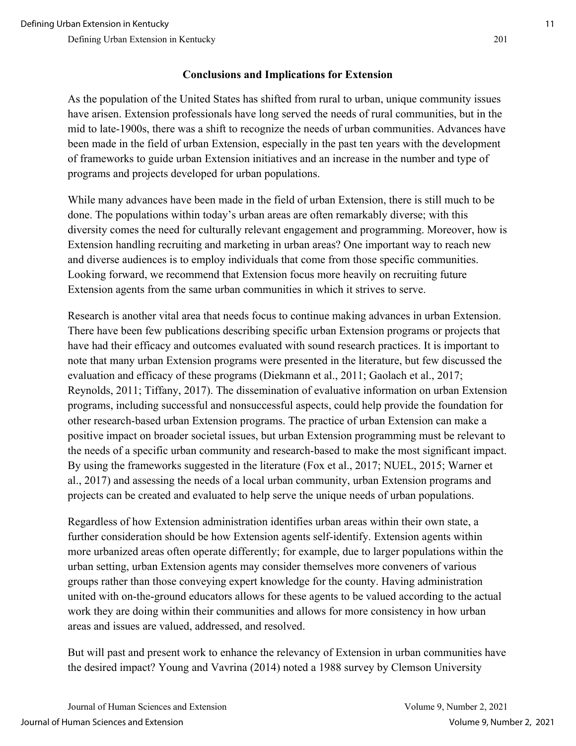## Conclusions and Implications for Extension

As the population of the United States has shifted from rural to urban, unique community issues have arisen. Extension professionals have long served the needs of rural communities, but in the mid to late-1900s, there was a shift to recognize the needs of urban communities. Advances have been made in the field of urban Extension, especially in the past ten years with the development of frameworks to guide urban Extension initiatives and an increase in the number and type of programs and projects developed for urban populations.

While many advances have been made in the field of urban Extension, there is still much to be done. The populations within today's urban areas are often remarkably diverse; with this diversity comes the need for culturally relevant engagement and programming. Moreover, how is Extension handling recruiting and marketing in urban areas? One important way to reach new and diverse audiences is to employ individuals that come from those specific communities. Looking forward, we recommend that Extension focus more heavily on recruiting future Extension agents from the same urban communities in which it strives to serve.

Research is another vital area that needs focus to continue making advances in urban Extension. There have been few publications describing specific urban Extension programs or projects that have had their efficacy and outcomes evaluated with sound research practices. It is important to note that many urban Extension programs were presented in the literature, but few discussed the evaluation and efficacy of these programs (Diekmann et al., 2011; Gaolach et al., 2017; Reynolds, 2011; Tiffany, 2017). The dissemination of evaluative information on urban Extension programs, including successful and nonsuccessful aspects, could help provide the foundation for other research-based urban Extension programs. The practice of urban Extension can make a positive impact on broader societal issues, but urban Extension programming must be relevant to the needs of a specific urban community and research-based to make the most significant impact. By using the frameworks suggested in the literature (Fox et al., 2017; NUEL, 2015; Warner et al., 2017) and assessing the needs of a local urban community, urban Extension programs and projects can be created and evaluated to help serve the unique needs of urban populations.

Regardless of how Extension administration identifies urban areas within their own state, a further consideration should be how Extension agents self-identify. Extension agents within more urbanized areas often operate differently; for example, due to larger populations within the urban setting, urban Extension agents may consider themselves more conveners of various groups rather than those conveying expert knowledge for the county. Having administration united with on-the-ground educators allows for these agents to be valued according to the actual work they are doing within their communities and allows for more consistency in how urban areas and issues are valued, addressed, and resolved.

But will past and present work to enhance the relevancy of Extension in urban communities have the desired impact? Young and Vavrina (2014) noted a 1988 survey by Clemson University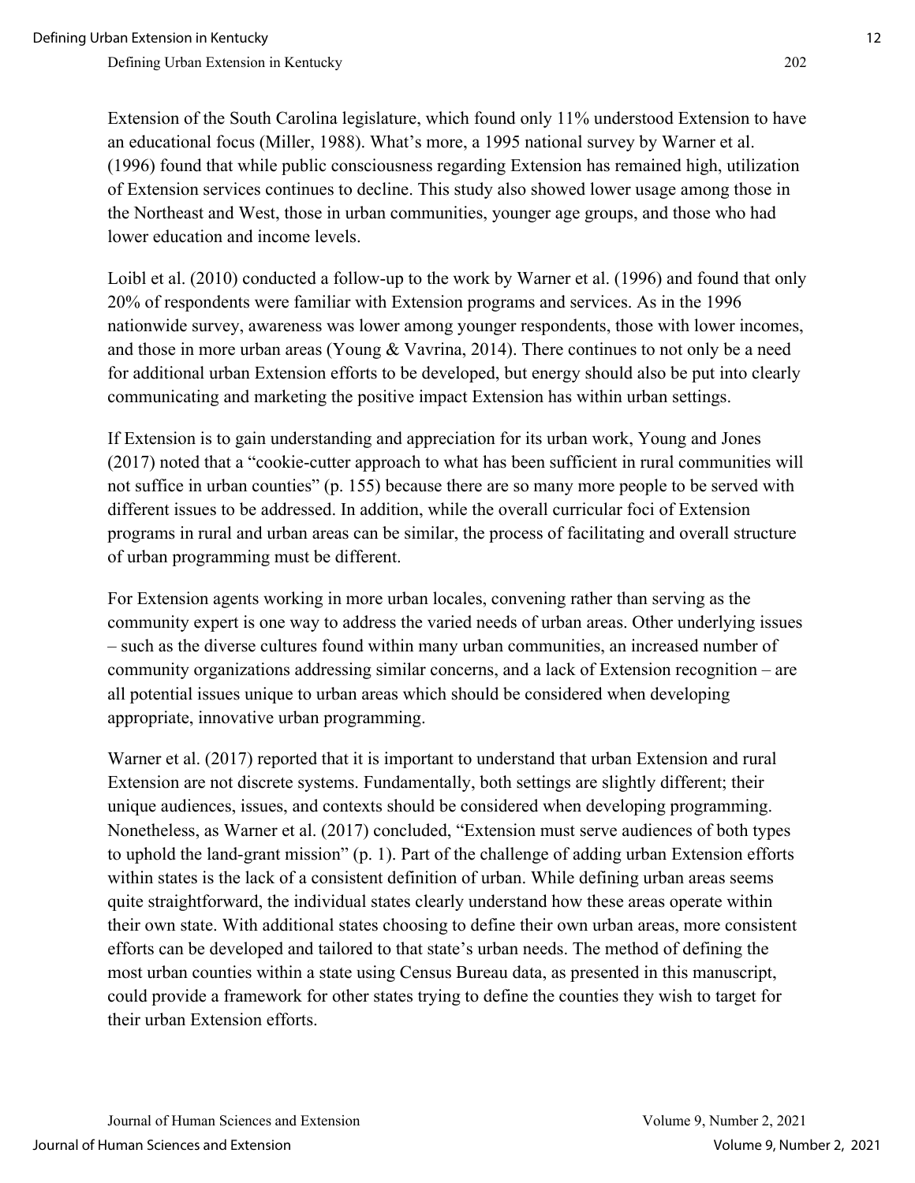Extension of the South Carolina legislature, which found only 11% understood Extension to have an educational focus (Miller, 1988). What's more, a 1995 national survey by Warner et al. (1996) found that while public consciousness regarding Extension has remained high, utilization of Extension services continues to decline. This study also showed lower usage among those in the Northeast and West, those in urban communities, younger age groups, and those who had lower education and income levels.

Loibl et al. (2010) conducted a follow-up to the work by Warner et al. (1996) and found that only 20% of respondents were familiar with Extension programs and services. As in the 1996 nationwide survey, awareness was lower among younger respondents, those with lower incomes, and those in more urban areas (Young & Vavrina, 2014). There continues to not only be a need for additional urban Extension efforts to be developed, but energy should also be put into clearly communicating and marketing the positive impact Extension has within urban settings.

If Extension is to gain understanding and appreciation for its urban work, Young and Jones (2017) noted that a "cookie-cutter approach to what has been sufficient in rural communities will not suffice in urban counties" (p. 155) because there are so many more people to be served with different issues to be addressed. In addition, while the overall curricular foci of Extension programs in rural and urban areas can be similar, the process of facilitating and overall structure of urban programming must be different.

For Extension agents working in more urban locales, convening rather than serving as the community expert is one way to address the varied needs of urban areas. Other underlying issues – such as the diverse cultures found within many urban communities, an increased number of community organizations addressing similar concerns, and a lack of Extension recognition – are all potential issues unique to urban areas which should be considered when developing appropriate, innovative urban programming.

Warner et al. (2017) reported that it is important to understand that urban Extension and rural Extension are not discrete systems. Fundamentally, both settings are slightly different; their unique audiences, issues, and contexts should be considered when developing programming. Nonetheless, as Warner et al. (2017) concluded, "Extension must serve audiences of both types to uphold the land-grant mission" (p. 1). Part of the challenge of adding urban Extension efforts within states is the lack of a consistent definition of urban. While defining urban areas seems quite straightforward, the individual states clearly understand how these areas operate within their own state. With additional states choosing to define their own urban areas, more consistent efforts can be developed and tailored to that state's urban needs. The method of defining the most urban counties within a state using Census Bureau data, as presented in this manuscript, could provide a framework for other states trying to define the counties they wish to target for their urban Extension efforts.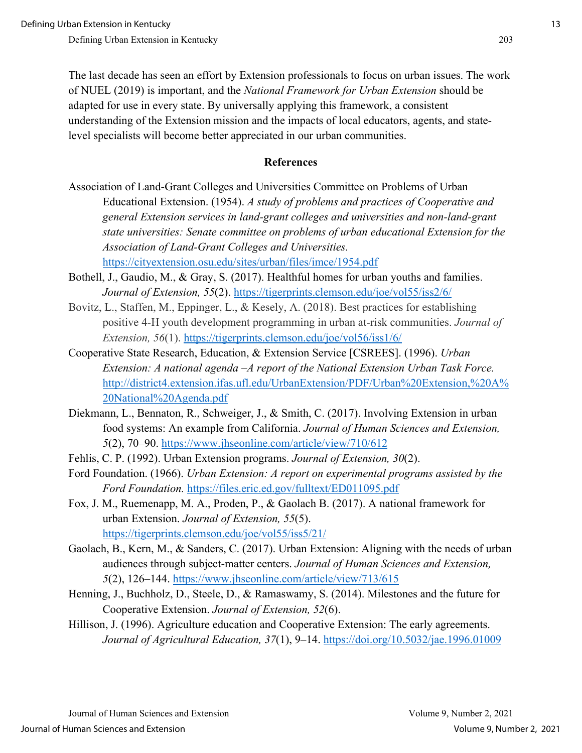The last decade has seen an effort by Extension professionals to focus on urban issues. The work of NUEL (2019) is important, and the *National Framework for Urban Extension* should be adapted for use in every state. By universally applying this framework, a consistent understanding of the Extension mission and the impacts of local educators, agents, and state-level specialists will become better appreciated in our urban communities.

## References

Association of Land-Grant Colleges and Universities Committee on Problems of Urban Educational Extension. (1954). *A study of problems and practices of Cooperative and general Extension services in land-grant colleges and universities and non-land-grant state universities: Senate committee on problems of urban educational Extension for the Association of Land-Grant Colleges and Universities.* https://cityextension.osu.edu/sites/urban/files/imce/1954.pdf

Bothell, J., Gaudio, M., & Gray, S. (2017). Healthful homes for urban youths and families. *Journal of Extension, 55*(2). https://tigerprints.clemson.edu/joe/vol55/iss2/6/

Bovitz, L., Staffen, M., Eppinger, L., & Kesely, A. (2018). Best practices for establishing positive 4-H youth development programming in urban at-risk communities. *Journal of Extension, 56*(1). https://tigerprints.clemson.edu/joe/vol56/iss1/6/

Cooperative State Research, Education, & Extension Service [CSREES]. (1996). *Urban Extension: A national agenda –A report of the National Extension Urban Task Force.* http://district4.extension.ifas.ufl.edu/UrbanExtension/PDF/Urban%20Extension,%20A%20National%20Agenda.pdf

Diekmann, L., Bennaton, R., Schweiger, J., & Smith, C. (2017). Involving Extension in urban food systems: An example from California. *Journal of Human Sciences and Extension, 5*(2), 70–90. https://www.jhseonline.com/article/view/710/612

Fehlis, C. P. (1992). Urban Extension programs. *Journal of Extension, 30*(2).

Ford Foundation. (1966). *Urban Extension: A report on experimental programs assisted by the Ford Foundation.* https://files.eric.ed.gov/fulltext/ED011095.pdf

Fox, J. M., Ruemenapp, M. A., Proden, P., & Gaolach B. (2017). A national framework for urban Extension. *Journal of Extension, 55*(5). https://tigerprints.clemson.edu/joe/vol55/iss5/21/

Gaolach, B., Kern, M., & Sanders, C. (2017). Urban Extension: Aligning with the needs of urban audiences through subject-matter centers. *Journal of Human Sciences and Extension, 5*(2), 126–144. https://www.jhseonline.com/article/view/713/615

Henning, J., Buchholz, D., Steele, D., & Ramaswamy, S. (2014). Milestones and the future for Cooperative Extension. *Journal of Extension, 52*(6).

Hillison, J. (1996). Agriculture education and Cooperative Extension: The early agreements. *Journal of Agricultural Education, 37*(1), 9–14. https://doi.org/10.5032/jae.1996.01009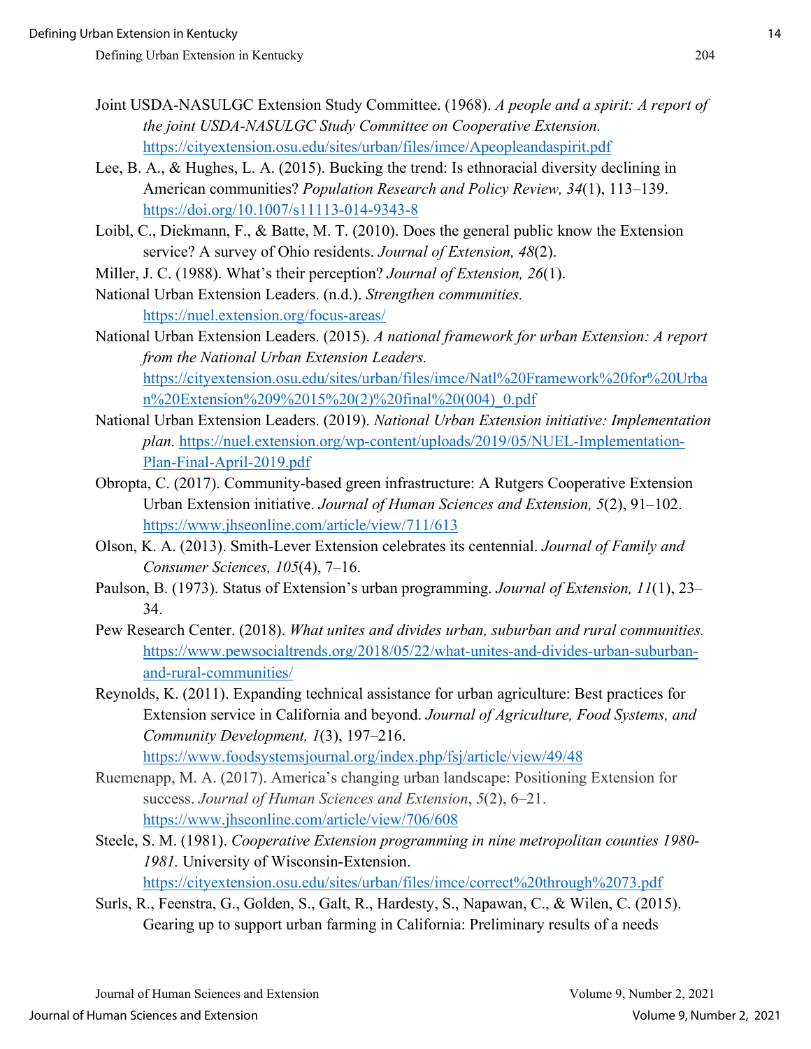Joint USDA-NASULGC Extension Study Committee. (1968). *A people and a spirit: A report of the joint USDA-NASULGC Study Committee on Cooperative Extension.* https://cityextension.osu.edu/sites/urban/files/imce/Apeopleandaspirit.pdf

Lee, B. A., & Hughes, L. A. (2015). Bucking the trend: Is ethnoracial diversity declining in American communities? *Population Research and Policy Review, 34*(1), 113–139. https://doi.org/10.1007/s11113-014-9343-8

Loibl, C., Diekmann, F., & Batte, M. T. (2010). Does the general public know the Extension service? A survey of Ohio residents. *Journal of Extension, 48*(2).

Miller, J. C. (1988). What's their perception? *Journal of Extension, 26*(1).

National Urban Extension Leaders. (n.d.). *Strengthen communities.* https://nuel.extension.org/focus-areas/

National Urban Extension Leaders. (2015). *A national framework for urban Extension: A report from the National Urban Extension Leaders.* https://cityextension.osu.edu/sites/urban/files/imce/Natl%20Framework%20for%20Urban%20Extension%209%2015%20(2)%20final%20(004)_0.pdf

National Urban Extension Leaders. (2019). *National Urban Extension initiative: Implementation plan.* https://nuel.extension.org/wp-content/uploads/2019/05/NUEL-Implementation-Plan-Final-April-2019.pdf

Obropta, C. (2017). Community-based green infrastructure: A Rutgers Cooperative Extension Urban Extension initiative. *Journal of Human Sciences and Extension, 5*(2), 91–102. https://www.jhseonline.com/article/view/711/613

Olson, K. A. (2013). Smith-Lever Extension celebrates its centennial. *Journal of Family and Consumer Sciences, 105*(4), 7–16.

Paulson, B. (1973). Status of Extension's urban programming. *Journal of Extension, 11*(1), 23–34.

Pew Research Center. (2018). *What unites and divides urban, suburban and rural communities.* https://www.pewsocialtrends.org/2018/05/22/what-unites-and-divides-urban-suburban-and-rural-communities/

Reynolds, K. (2011). Expanding technical assistance for urban agriculture: Best practices for Extension service in California and beyond. *Journal of Agriculture, Food Systems, and Community Development, 1*(3), 197–216. https://www.foodsystemsjournal.org/index.php/fsj/article/view/49/48

Ruemenapp, M. A. (2017). America's changing urban landscape: Positioning Extension for success. *Journal of Human Sciences and Extension*, *5*(2), 6–21. https://www.jhseonline.com/article/view/706/608

Steele, S. M. (1981). *Cooperative Extension programming in nine metropolitan counties 1980-1981.* University of Wisconsin-Extension. https://cityextension.osu.edu/sites/urban/files/imce/correct%20through%2073.pdf

Surls, R., Feenstra, G., Golden, S., Galt, R., Hardesty, S., Napawan, C., & Wilen, C. (2015). Gearing up to support urban farming in California: Preliminary results of a needs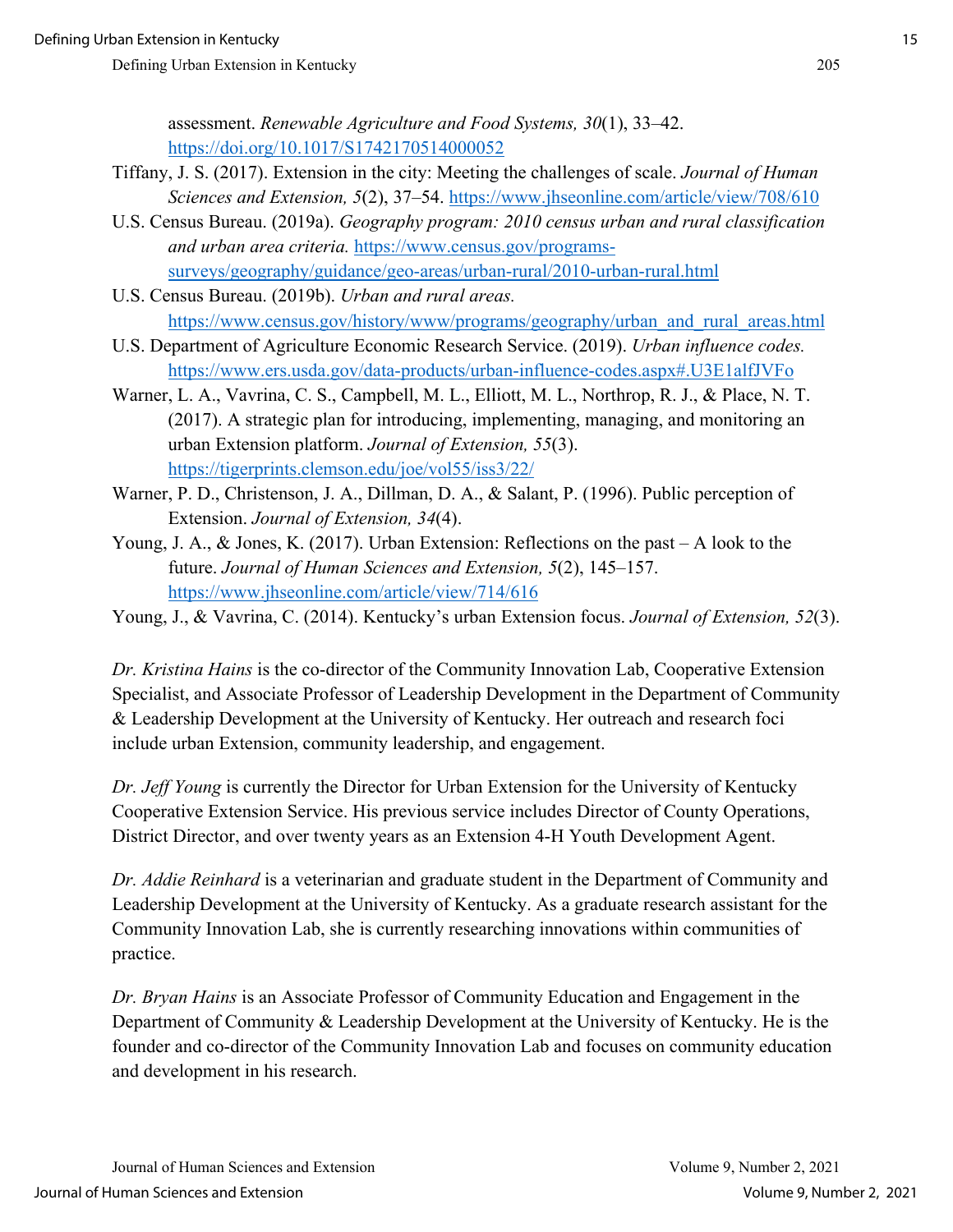assessment. *Renewable Agriculture and Food Systems, 30*(1), 33–42. https://doi.org/10.1017/S1742170514000052

Tiffany, J. S. (2017). Extension in the city: Meeting the challenges of scale. *Journal of Human Sciences and Extension, 5*(2), 37–54. https://www.jhseonline.com/article/view/708/610

U.S. Census Bureau. (2019a). *Geography program: 2010 census urban and rural classification and urban area criteria.* https://www.census.gov/programs-surveys/geography/guidance/geo-areas/urban-rural/2010-urban-rural.html

U.S. Census Bureau. (2019b). *Urban and rural areas.* https://www.census.gov/history/www/programs/geography/urban_and_rural_areas.html

U.S. Department of Agriculture Economic Research Service. (2019). *Urban influence codes.* https://www.ers.usda.gov/data-products/urban-influence-codes.aspx#.U3E1alfJVFo

Warner, L. A., Vavrina, C. S., Campbell, M. L., Elliott, M. L., Northrop, R. J., & Place, N. T. (2017). A strategic plan for introducing, implementing, managing, and monitoring an urban Extension platform. *Journal of Extension, 55*(3). https://tigerprints.clemson.edu/joe/vol55/iss3/22/

Warner, P. D., Christenson, J. A., Dillman, D. A., & Salant, P. (1996). Public perception of Extension. *Journal of Extension, 34*(4).

Young, J. A., & Jones, K. (2017). Urban Extension: Reflections on the past – A look to the future. *Journal of Human Sciences and Extension, 5*(2), 145–157. https://www.jhseonline.com/article/view/714/616

Young, J., & Vavrina, C. (2014). Kentucky's urban Extension focus. *Journal of Extension, 52*(3).

*Dr. Kristina Hains* is the co-director of the Community Innovation Lab, Cooperative Extension Specialist, and Associate Professor of Leadership Development in the Department of Community & Leadership Development at the University of Kentucky. Her outreach and research foci include urban Extension, community leadership, and engagement.

*Dr. Jeff Young* is currently the Director for Urban Extension for the University of Kentucky Cooperative Extension Service. His previous service includes Director of County Operations, District Director, and over twenty years as an Extension 4-H Youth Development Agent.

*Dr. Addie Reinhard* is a veterinarian and graduate student in the Department of Community and Leadership Development at the University of Kentucky. As a graduate research assistant for the Community Innovation Lab, she is currently researching innovations within communities of practice.

*Dr. Bryan Hains* is an Associate Professor of Community Education and Engagement in the Department of Community & Leadership Development at the University of Kentucky. He is the founder and co-director of the Community Innovation Lab and focuses on community education and development in his research.